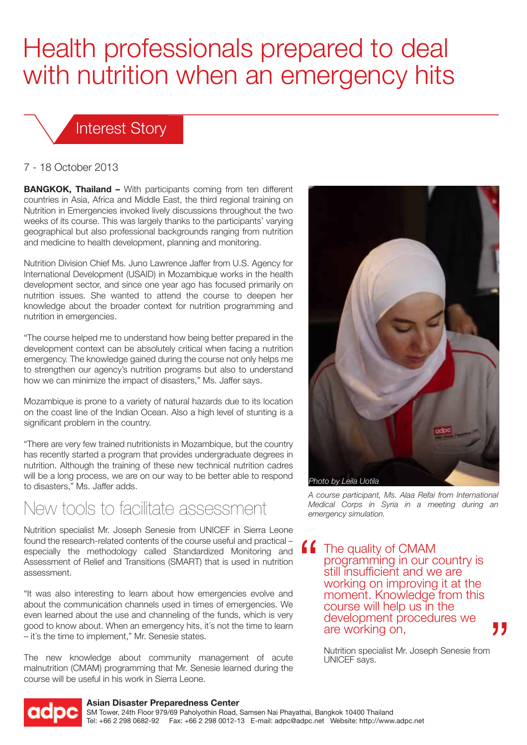# Health professionals prepared to deal with nutrition when an emergency hits

## Interest Story

7 - 18 October 2013

**BANGKOK, Thailand –** With participants coming from ten different countries in Asia, Africa and Middle East, the third regional training on Nutrition in Emergencies invoked lively discussions throughout the two weeks of its course. This was largely thanks to the participants' varying geographical but also professional backgrounds ranging from nutrition and medicine to health development, planning and monitoring.

Nutrition Division Chief Ms. Juno Lawrence Jaffer from U.S. Agency for International Development (USAID) in Mozambique works in the health development sector, and since one year ago has focused primarily on nutrition issues. She wanted to attend the course to deepen her knowledge about the broader context for nutrition programming and nutrition in emergencies.

"The course helped me to understand how being better prepared in the development context can be absolutely critical when facing a nutrition emergency. The knowledge gained during the course not only helps me to strengthen our agency's nutrition programs but also to understand how we can minimize the impact of disasters," Ms. Jaffer says.

Mozambique is prone to a variety of natural hazards due to its location on the coast line of the Indian Ocean. Also a high level of stunting is a significant problem in the country.

"There are very few trained nutritionists in Mozambique, but the country has recently started a program that provides undergraduate degrees in nutrition. Although the training of these new technical nutrition cadres will be a long process, we are on our way to be better able to respond to disasters," Ms. Jaffer adds.

## New tools to facilitate assessment

Nutrition specialist Mr. Joseph Senesie from UNICEF in Sierra Leone found the research-related contents of the course useful and practical – especially the methodology called Standardized Monitoring and Assessment of Relief and Transitions (SMART) that is used in nutrition assessment.

"It was also interesting to learn about how emergencies evolve and about the communication channels used in times of emergencies. We even learned about the use and channeling of the funds, which is very good to know about. When an emergency hits, it´s not the time to learn – it´s the time to implement," Mr. Senesie states.

The new knowledge about community management of acute malnutrition (CMAM) programming that Mr. Senesie learned during the course will be useful in his work in Sierra Leone.

*Photo by Leila Uotila*

*A course participant, Ms. Alaa Refai from International Medical Corps in Syria in a meeting during an emergency simulation.*

> "The quality of CMAM programming in our country is still insufficient and we are working on improving it at the moment. Knowledge from this course will help us in the development procedures we are working on,"
>
> Nutrition specialist Mr. Joseph Senesie from UNICEF says.

**Asian Disaster Preparedness Center**
SM Tower, 24th Floor 979/69 Paholyothin Road, Samsen Nai Phayathai, Bangkok 10400 Thailand
Tel: +66 2 298 0682-92 Fax: +66 2 298 0012-13 E-mail: adpc@adpc.net Website: http://www.adpc.net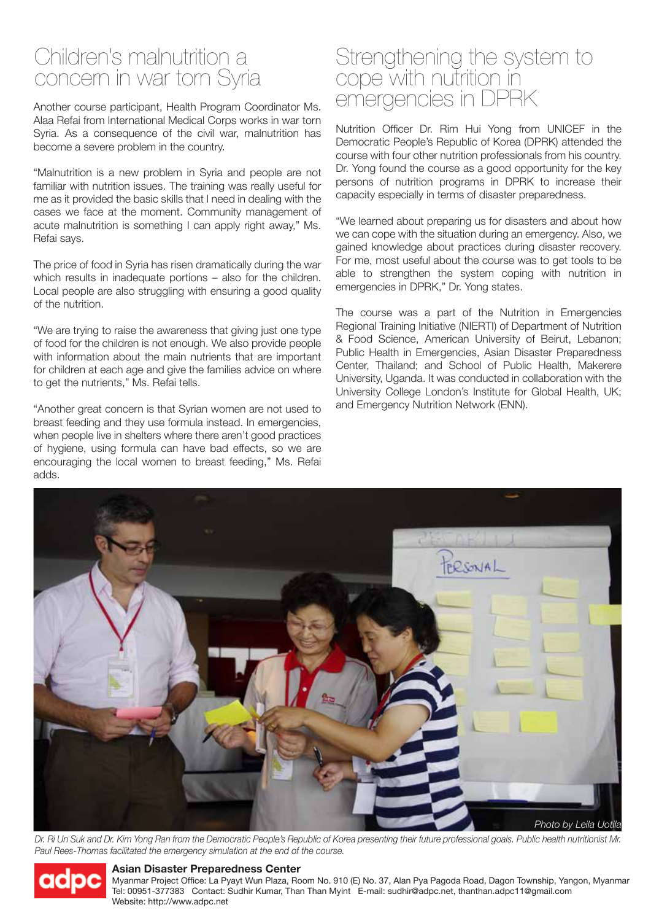## Children's malnutrition a concern in war torn Syria

Another course participant, Health Program Coordinator Ms. Alaa Refai from International Medical Corps works in war torn Syria. As a consequence of the civil war, malnutrition has become a severe problem in the country.

"Malnutrition is a new problem in Syria and people are not familiar with nutrition issues. The training was really useful for me as it provided the basic skills that I need in dealing with the cases we face at the moment. Community management of acute malnutrition is something I can apply right away," Ms. Refai says.

The price of food in Syria has risen dramatically during the war which results in inadequate portions – also for the children. Local people are also struggling with ensuring a good quality of the nutrition.

"We are trying to raise the awareness that giving just one type of food for the children is not enough. We also provide people with information about the main nutrients that are important for children at each age and give the families advice on where to get the nutrients," Ms. Refai tells.

"Another great concern is that Syrian women are not used to breast feeding and they use formula instead. In emergencies, when people live in shelters where there aren't good practices of hygiene, using formula can have bad effects, so we are encouraging the local women to breast feeding," Ms. Refai adds.

## Strengthening the system to cope with nutrition in emergencies in DPRK

Nutrition Officer Dr. Rim Hui Yong from UNICEF in the Democratic People's Republic of Korea (DPRK) attended the course with four other nutrition professionals from his country. Dr. Yong found the course as a good opportunity for the key persons of nutrition programs in DPRK to increase their capacity especially in terms of disaster preparedness.

"We learned about preparing us for disasters and about how we can cope with the situation during an emergency. Also, we gained knowledge about practices during disaster recovery. For me, most useful about the course was to get tools to be able to strengthen the system coping with nutrition in emergencies in DPRK," Dr. Yong states.

The course was a part of the Nutrition in Emergencies Regional Training Initiative (NIERTI) of Department of Nutrition & Food Science, American University of Beirut, Lebanon; Public Health in Emergencies, Asian Disaster Preparedness Center, Thailand; and School of Public Health, Makerere University, Uganda. It was conducted in collaboration with the University College London's Institute for Global Health, UK; and Emergency Nutrition Network (ENN).

Photo by Leila Uotila

*Dr. Ri Un Suk and Dr. Kim Yong Ran from the Democratic People's Republic of Korea presenting their future professional goals. Public health nutritionist Mr. Paul Rees-Thomas facilitated the emergency simulation at the end of the course.*

**Asian Disaster Preparedness Center**
Myanmar Project Office: La Pyayt Wun Plaza, Room No. 910 (E) No. 37, Alan Pya Pagoda Road, Dagon Township, Yangon, Myanmar
Tel: 00951-377383 Contact: Sudhir Kumar, Than Than Myint E-mail: sudhir@adpc.net, thanthan.adpc11@gmail.com
Website: http://www.adpc.net